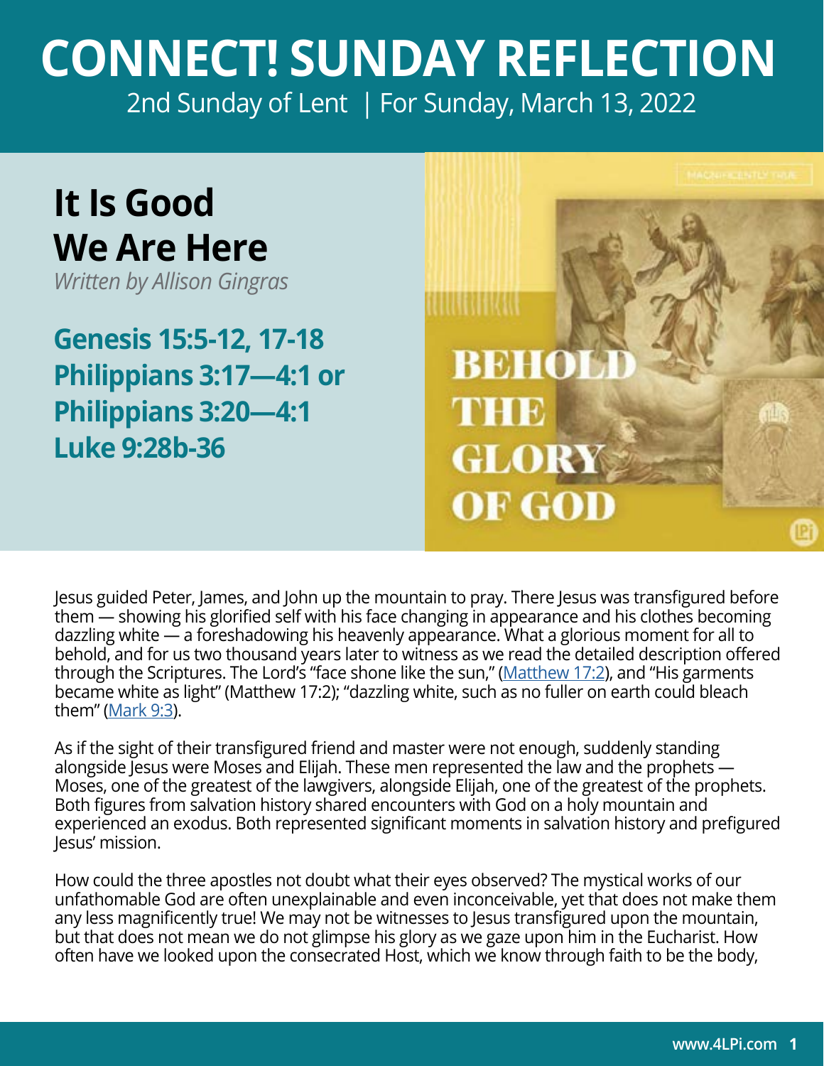# CONNECT! SUNDAY REFLECTION

2nd Sunday of Lent | For Sunday, March 13, 2022

## It Is Good We Are Here

*Written by Allison Gingras*

**Genesis 15:5-12, 17-18**
**Philippians 3:17—4:1 or Philippians 3:20—4:1**
**Luke 9:28b-36**

Jesus guided Peter, James, and John up the mountain to pray. There Jesus was transfigured before them — showing his glorified self with his face changing in appearance and his clothes becoming dazzling white — a foreshadowing his heavenly appearance. What a glorious moment for all to behold, and for us two thousand years later to witness as we read the detailed description offered through the Scriptures. The Lord's "face shone like the sun," (Matthew 17:2), and "His garments became white as light" (Matthew 17:2); "dazzling white, such as no fuller on earth could bleach them" (Mark 9:3).

As if the sight of their transfigured friend and master were not enough, suddenly standing alongside Jesus were Moses and Elijah. These men represented the law and the prophets — Moses, one of the greatest of the lawgivers, alongside Elijah, one of the greatest of the prophets. Both figures from salvation history shared encounters with God on a holy mountain and experienced an exodus. Both represented significant moments in salvation history and prefigured Jesus' mission.

How could the three apostles not doubt what their eyes observed? The mystical works of our unfathomable God are often unexplainable and even inconceivable, yet that does not make them any less magnificently true! We may not be witnesses to Jesus transfigured upon the mountain, but that does not mean we do not glimpse his glory as we gaze upon him in the Eucharist. How often have we looked upon the consecrated Host, which we know through faith to be the body,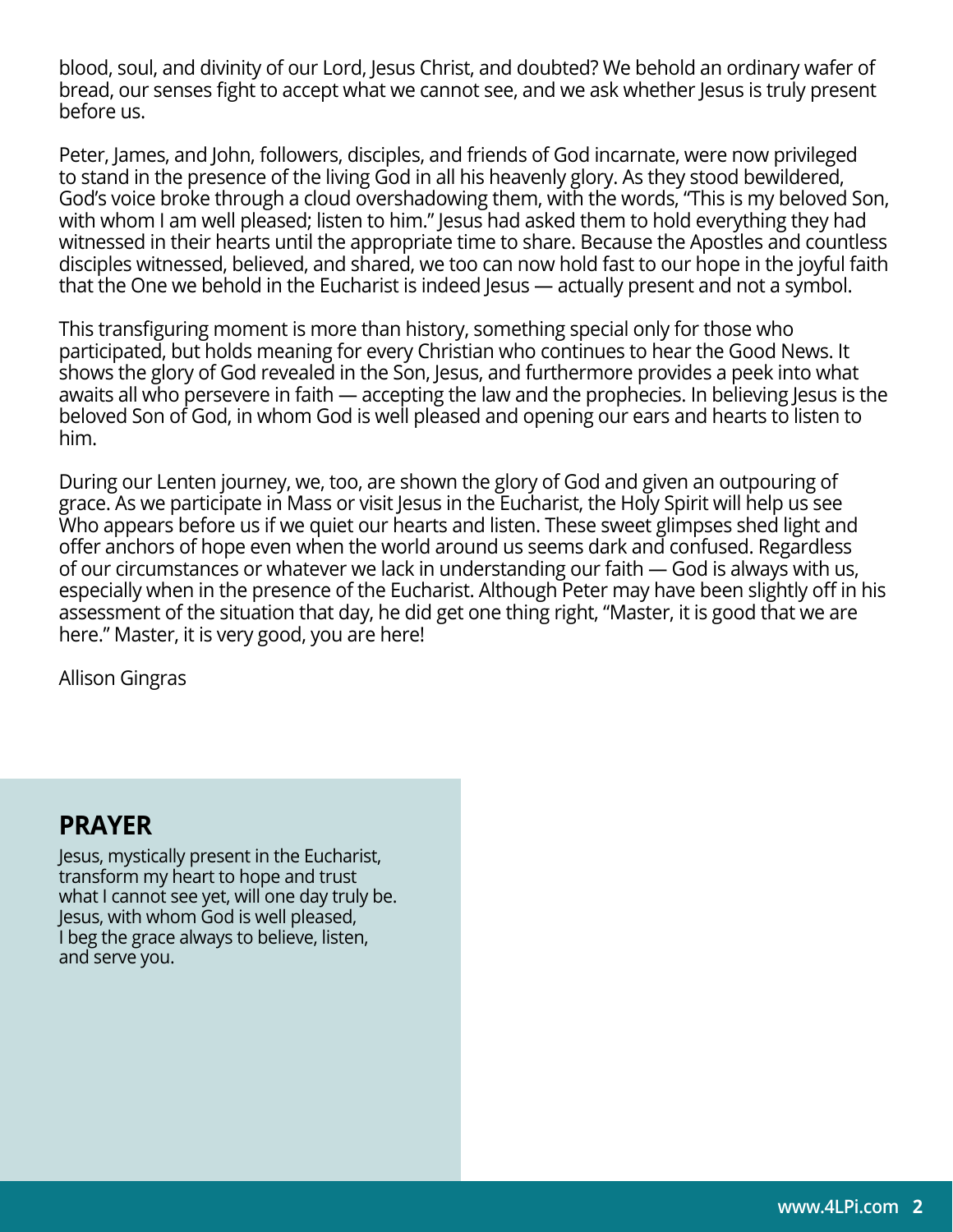blood, soul, and divinity of our Lord, Jesus Christ, and doubted? We behold an ordinary wafer of bread, our senses fight to accept what we cannot see, and we ask whether Jesus is truly present before us.

Peter, James, and John, followers, disciples, and friends of God incarnate, were now privileged to stand in the presence of the living God in all his heavenly glory. As they stood bewildered, God's voice broke through a cloud overshadowing them, with the words, "This is my beloved Son, with whom I am well pleased; listen to him." Jesus had asked them to hold everything they had witnessed in their hearts until the appropriate time to share. Because the Apostles and countless disciples witnessed, believed, and shared, we too can now hold fast to our hope in the joyful faith that the One we behold in the Eucharist is indeed Jesus — actually present and not a symbol.

This transfiguring moment is more than history, something special only for those who participated, but holds meaning for every Christian who continues to hear the Good News. It shows the glory of God revealed in the Son, Jesus, and furthermore provides a peek into what awaits all who persevere in faith — accepting the law and the prophecies. In believing Jesus is the beloved Son of God, in whom God is well pleased and opening our ears and hearts to listen to him.

During our Lenten journey, we, too, are shown the glory of God and given an outpouring of grace. As we participate in Mass or visit Jesus in the Eucharist, the Holy Spirit will help us see Who appears before us if we quiet our hearts and listen. These sweet glimpses shed light and offer anchors of hope even when the world around us seems dark and confused. Regardless of our circumstances or whatever we lack in understanding our faith — God is always with us, especially when in the presence of the Eucharist. Although Peter may have been slightly off in his assessment of the situation that day, he did get one thing right, "Master, it is good that we are here." Master, it is very good, you are here!

Allison Gingras

## PRAYER

Jesus, mystically present in the Eucharist,
transform my heart to hope and trust
what I cannot see yet, will one day truly be.
Jesus, with whom God is well pleased,
I beg the grace always to believe, listen,
and serve you.

www.4LPi.com